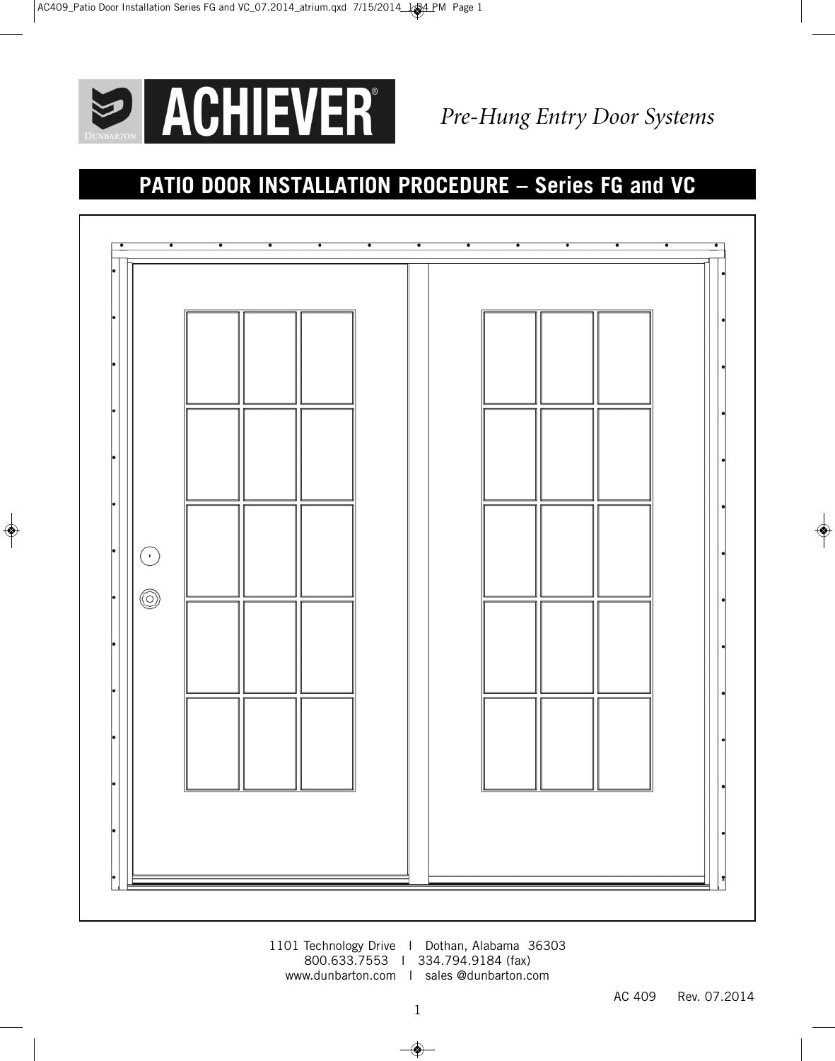# ACHIEVER®

*Pre-Hung Entry Door Systems*

## PATIO DOOR INSTALLATION PROCEDURE – Series FG and VC

1101 Technology Drive | Dothan, Alabama 36303
800.633.7553 | 334.794.9184 (fax)
www.dunbarton.com | sales @dunbarton.com

AC 409 Rev. 07.2014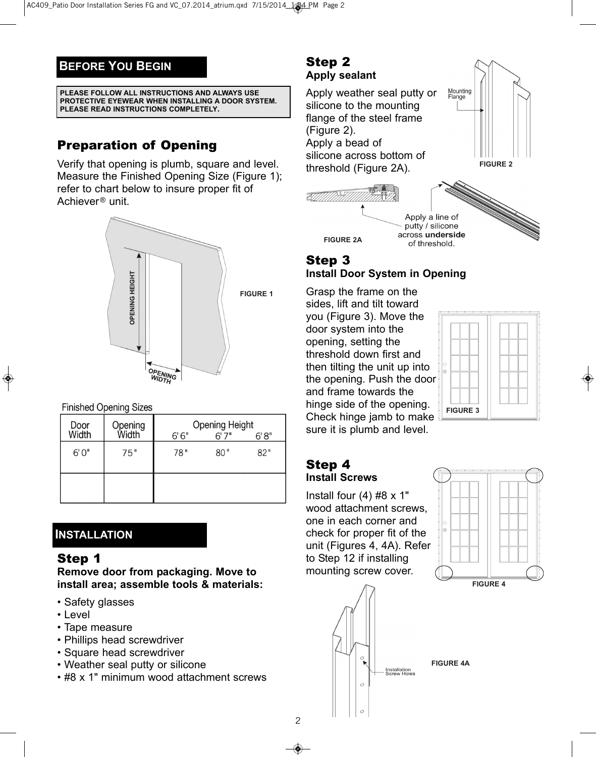## BEFORE YOU BEGIN

**PLEASE FOLLOW ALL INSTRUCTIONS AND ALWAYS USE PROTECTIVE EYEWEAR WHEN INSTALLING A DOOR SYSTEM. PLEASE READ INSTRUCTIONS COMPLETELY.**

### Preparation of Opening

Verify that opening is plumb, square and level. Measure the Finished Opening Size (Figure 1); refer to chart below to insure proper fit of Achiever® unit.

OPENING HEIGHT

OPENING WIDTH

FIGURE 1

Finished Opening Sizes

| Door Width | Opening Width | Opening Height 6'6" | 6'7" | 6'8" |
|---|---|---|---|---|
| 6'0" | 75" | 78" | 80" | 82" |
| | | | | |

## INSTALLATION

### Step 1
**Remove door from packaging. Move to install area; assemble tools & materials:**

- Safety glasses
- Level
- Tape measure
- Phillips head screwdriver
- Square head screwdriver
- Weather seal putty or silicone
- #8 x 1" minimum wood attachment screws

### Step 2
**Apply sealant**

Apply weather seal putty or silicone to the mounting flange of the steel frame (Figure 2).
Apply a bead of silicone across bottom of threshold (Figure 2A).

Mounting Flange

FIGURE 2

Apply a line of putty / silicone across **underside** of threshold.

FIGURE 2A

### Step 3
**Install Door System in Opening**

Grasp the frame on the sides, lift and tilt toward you (Figure 3). Move the door system into the opening, setting the threshold down first and then tilting the unit up into the opening. Push the door and frame towards the hinge side of the opening. Check hinge jamb to make sure it is plumb and level.

FIGURE 3

### Step 4
**Install Screws**

Install four (4) #8 x 1" wood attachment screws, one in each corner and check for proper fit of the unit (Figures 4, 4A). Refer to Step 12 if installing mounting screw cover.

FIGURE 4

Installation Screw Holes

FIGURE 4A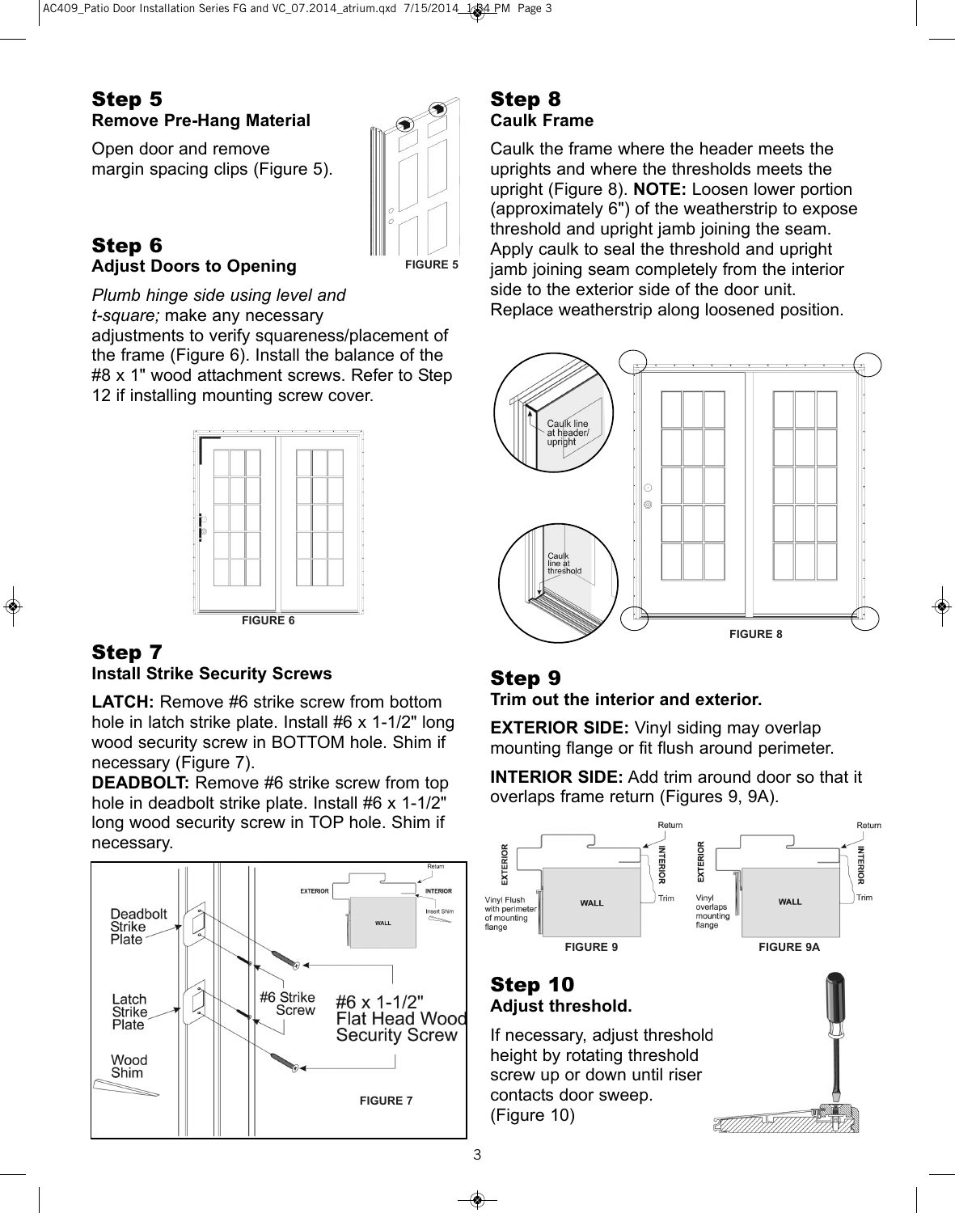## Step 5
**Remove Pre-Hang Material**

Open door and remove margin spacing clips (Figure 5).

FIGURE 5

## Step 6
**Adjust Doors to Opening**

*Plumb hinge side using level and t-square;* make any necessary adjustments to verify squareness/placement of the frame (Figure 6). Install the balance of the #8 x 1" wood attachment screws. Refer to Step 12 if installing mounting screw cover.

FIGURE 6

## Step 7
**Install Strike Security Screws**

**LATCH:** Remove #6 strike screw from bottom hole in latch strike plate. Install #6 x 1-1/2" long wood security screw in BOTTOM hole. Shim if necessary (Figure 7).

**DEADBOLT:** Remove #6 strike screw from top hole in deadbolt strike plate. Install #6 x 1-1/2" long wood security screw in TOP hole. Shim if necessary.

FIGURE 7

## Step 8
**Caulk Frame**

Caulk the frame where the header meets the uprights and where the thresholds meets the upright (Figure 8). **NOTE:** Loosen lower portion (approximately 6") of the weatherstrip to expose threshold and upright jamb joining the seam. Apply caulk to seal the threshold and upright jamb joining seam completely from the interior side to the exterior side of the door unit. Replace weatherstrip along loosened position.

FIGURE 8

## Step 9
**Trim out the interior and exterior.**

**EXTERIOR SIDE:** Vinyl siding may overlap mounting flange or fit flush around perimeter.

**INTERIOR SIDE:** Add trim around door so that it overlaps frame return (Figures 9, 9A).

FIGURE 9 FIGURE 9A

## Step 10
**Adjust threshold.**

If necessary, adjust threshold height by rotating threshold screw up or down until riser contacts door sweep. (Figure 10)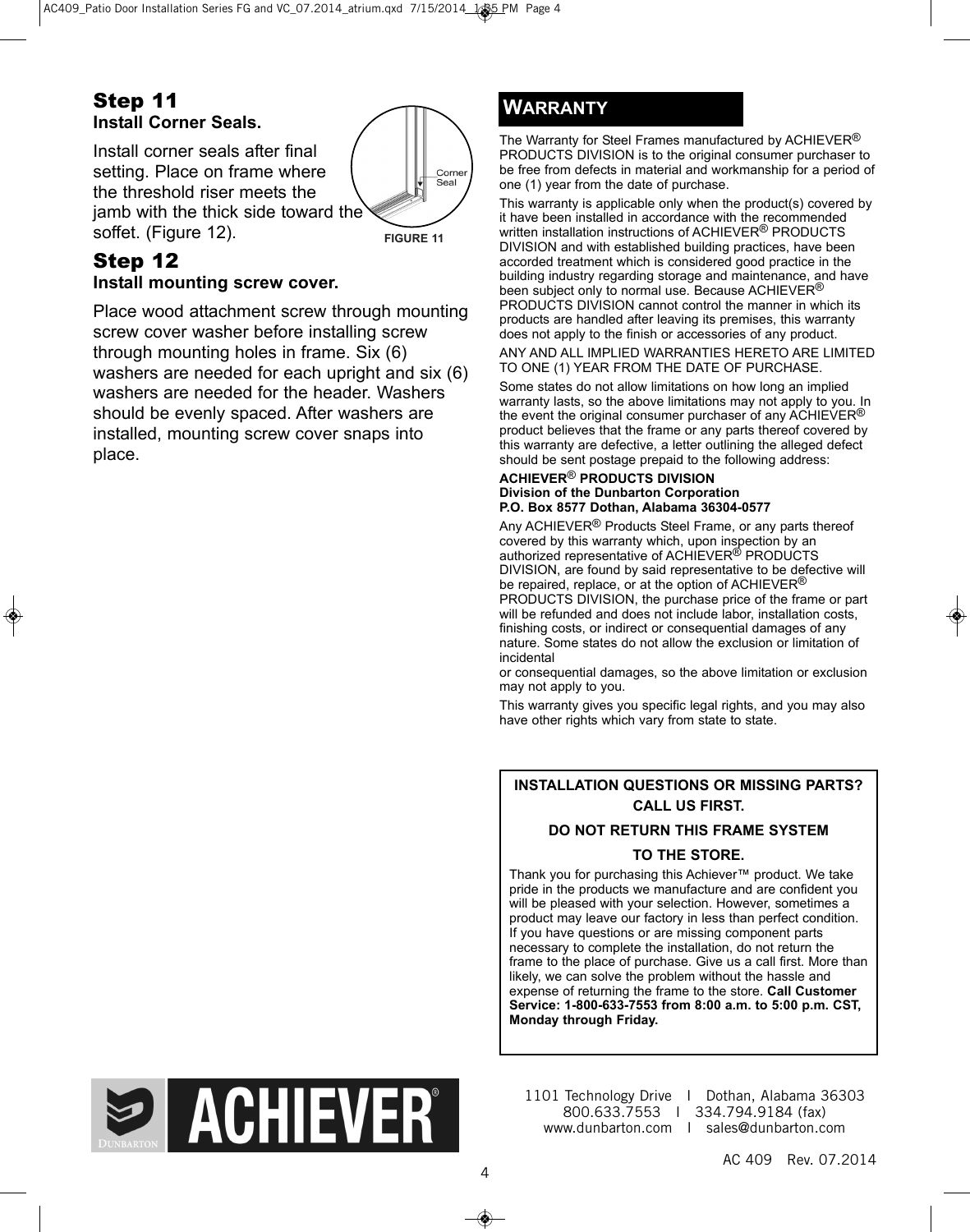## Step 11

**Install Corner Seals.**

Install corner seals after final setting. Place on frame where the threshold riser meets the jamb with the thick side toward the soffet. (Figure 12).

Corner Seal

FIGURE 11

## Step 12

**Install mounting screw cover.**

Place wood attachment screw through mounting screw cover washer before installing screw through mounting holes in frame. Six (6) washers are needed for each upright and six (6) washers are needed for the header. Washers should be evenly spaced. After washers are installed, mounting screw cover snaps into place.

## WARRANTY

The Warranty for Steel Frames manufactured by ACHIEVER® PRODUCTS DIVISION is to the original consumer purchaser to be free from defects in material and workmanship for a period of one (1) year from the date of purchase.

This warranty is applicable only when the product(s) covered by it have been installed in accordance with the recommended written installation instructions of ACHIEVER® PRODUCTS DIVISION and with established building practices, have been accorded treatment which is considered good practice in the building industry regarding storage and maintenance, and have been subject only to normal use. Because ACHIEVER® PRODUCTS DIVISION cannot control the manner in which its products are handled after leaving its premises, this warranty does not apply to the finish or accessories of any product.

ANY AND ALL IMPLIED WARRANTIES HERETO ARE LIMITED TO ONE (1) YEAR FROM THE DATE OF PURCHASE.

Some states do not allow limitations on how long an implied warranty lasts, so the above limitations may not apply to you. In the event the original consumer purchaser of any ACHIEVER® product believes that the frame or any parts thereof covered by this warranty are defective, a letter outlining the alleged defect should be sent postage prepaid to the following address:

**ACHIEVER® PRODUCTS DIVISION**
**Division of the Dunbarton Corporation**
**P.O. Box 8577 Dothan, Alabama 36304-0577**

Any ACHIEVER® Products Steel Frame, or any parts thereof covered by this warranty which, upon inspection by an authorized representative of ACHIEVER® PRODUCTS DIVISION, are found by said representative to be defective will be repaired, replace, or at the option of ACHIEVER® PRODUCTS DIVISION, the purchase price of the frame or part will be refunded and does not include labor, installation costs, finishing costs, or indirect or consequential damages of any nature. Some states do not allow the exclusion or limitation of incidental or consequential damages, so the above limitation or exclusion may not apply to you.

This warranty gives you specific legal rights, and you may also have other rights which vary from state to state.

**INSTALLATION QUESTIONS OR MISSING PARTS?**
**CALL US FIRST.**

**DO NOT RETURN THIS FRAME SYSTEM**
**TO THE STORE.**

Thank you for purchasing this Achiever™ product. We take pride in the products we manufacture and are confident you will be pleased with your selection. However, sometimes a product may leave our factory in less than perfect condition. If you have questions or are missing component parts necessary to complete the installation, do not return the frame to the place of purchase. Give us a call first. More than likely, we can solve the problem without the hassle and expense of returning the frame to the store. **Call Customer Service: 1-800-633-7553 from 8:00 a.m. to 5:00 p.m. CST, Monday through Friday.**

DUNBARTON ACHIEVER®

1101 Technology Drive | Dothan, Alabama 36303
800.633.7553 | 334.794.9184 (fax)
www.dunbarton.com | sales@dunbarton.com

AC 409 Rev. 07.2014